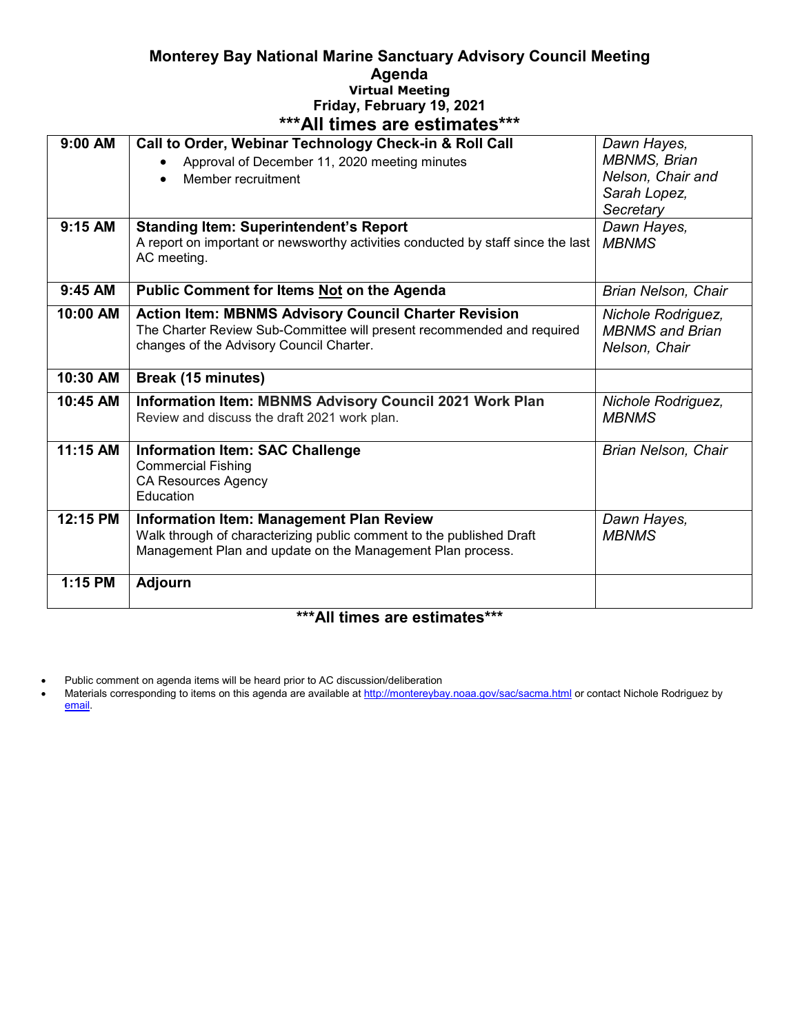# Monterey Bay National Marine Sanctuary Advisory Council Meeting

## Agenda

### Virtual Meeting

### Friday, February 19, 2021

### \*\*\*All times are estimates\*\*\*

| Time | Item | Presenter |
|---|---|---|
| **9:00 AM** | **Call to Order, Webinar Technology Check-in & Roll Call**<br>• Approval of December 11, 2020 meeting minutes<br>• Member recruitment | *Dawn Hayes, MBNMS, Brian Nelson, Chair and Sarah Lopez, Secretary* |
| **9:15 AM** | **Standing Item: Superintendent's Report**<br>A report on important or newsworthy activities conducted by staff since the last AC meeting. | *Dawn Hayes, MBNMS* |
| **9:45 AM** | **Public Comment for Items <u>Not</u> on the Agenda** | *Brian Nelson, Chair* |
| **10:00 AM** | **Action Item: MBNMS Advisory Council Charter Revision**<br>The Charter Review Sub-Committee will present recommended and required changes of the Advisory Council Charter. | *Nichole Rodriguez, MBNMS and Brian Nelson, Chair* |
| **10:30 AM** | **Break (15 minutes)** | |
| **10:45 AM** | **Information Item: MBNMS Advisory Council 2021 Work Plan**<br>Review and discuss the draft 2021 work plan. | *Nichole Rodriguez, MBNMS* |
| **11:15 AM** | **Information Item: SAC Challenge**<br>Commercial Fishing<br>CA Resources Agency<br>Education | *Brian Nelson, Chair* |
| **12:15 PM** | **Information Item: Management Plan Review**<br>Walk through of characterizing public comment to the published Draft Management Plan and update on the Management Plan process. | *Dawn Hayes, MBNMS* |
| **1:15 PM** | **Adjourn** | |

**\*\*\*All times are estimates\*\*\***

- Public comment on agenda items will be heard prior to AC discussion/deliberation
- Materials corresponding to items on this agenda are available at http://montereybay.noaa.gov/sac/sacma.html or contact Nichole Rodriguez by email.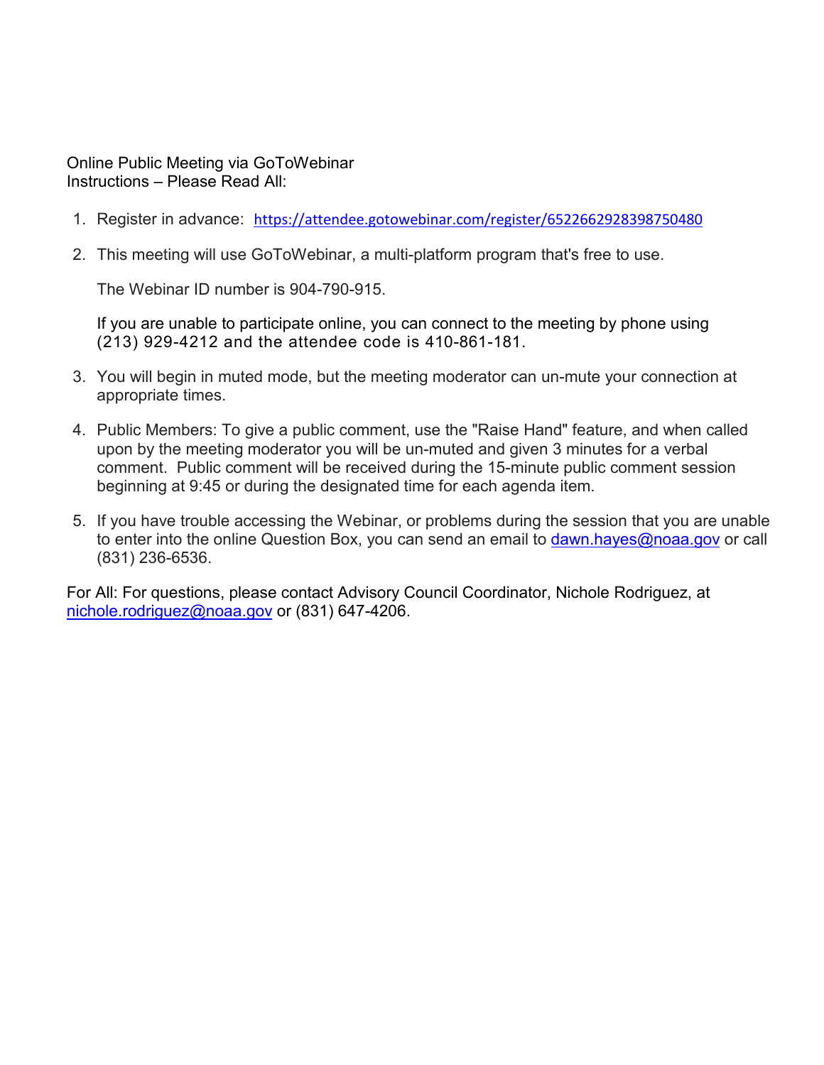Online Public Meeting via GoToWebinar
Instructions – Please Read All:

1. Register in advance: https://attendee.gotowebinar.com/register/6522662928398750480

2. This meeting will use GoToWebinar, a multi-platform program that's free to use.

   The Webinar ID number is 904-790-915.

   If you are unable to participate online, you can connect to the meeting by phone using (213) 929-4212 and the attendee code is 410-861-181.

3. You will begin in muted mode, but the meeting moderator can un-mute your connection at appropriate times.

4. Public Members: To give a public comment, use the "Raise Hand" feature, and when called upon by the meeting moderator you will be un-muted and given 3 minutes for a verbal comment. Public comment will be received during the 15-minute public comment session beginning at 9:45 or during the designated time for each agenda item.

5. If you have trouble accessing the Webinar, or problems during the session that you are unable to enter into the online Question Box, you can send an email to dawn.hayes@noaa.gov or call (831) 236-6536.

For All: For questions, please contact Advisory Council Coordinator, Nichole Rodriguez, at nichole.rodriguez@noaa.gov or (831) 647-4206.